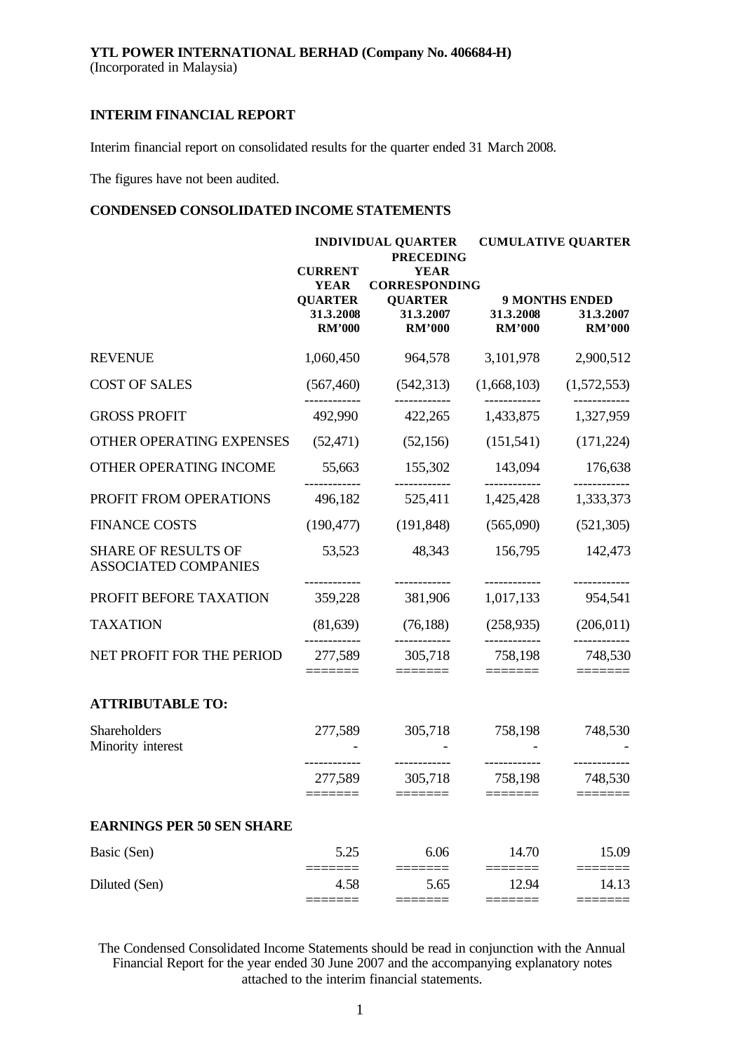**YTL POWER INTERNATIONAL BERHAD (Company No. 406684-H)**
(Incorporated in Malaysia)

## INTERIM FINANCIAL REPORT

Interim financial report on consolidated results for the quarter ended 31 March 2008.

The figures have not been audited.

### CONDENSED CONSOLIDATED INCOME STATEMENTS

| | INDIVIDUAL QUARTER | | CUMULATIVE QUARTER | |
|---|---|---|---|---|
| | CURRENT YEAR QUARTER | PRECEDING YEAR CORRESPONDING QUARTER | 9 MONTHS ENDED | |
| | 31.3.2008 | 31.3.2007 | 31.3.2008 | 31.3.2007 |
| | RM'000 | RM'000 | RM'000 | RM'000 |
| REVENUE | 1,060,450 | 964,578 | 3,101,978 | 2,900,512 |
| COST OF SALES | (567,460) | (542,313) | (1,668,103) | (1,572,553) |
| GROSS PROFIT | 492,990 | 422,265 | 1,433,875 | 1,327,959 |
| OTHER OPERATING EXPENSES | (52,471) | (52,156) | (151,541) | (171,224) |
| OTHER OPERATING INCOME | 55,663 | 155,302 | 143,094 | 176,638 |
| PROFIT FROM OPERATIONS | 496,182 | 525,411 | 1,425,428 | 1,333,373 |
| FINANCE COSTS | (190,477) | (191,848) | (565,090) | (521,305) |
| SHARE OF RESULTS OF ASSOCIATED COMPANIES | 53,523 | 48,343 | 156,795 | 142,473 |
| PROFIT BEFORE TAXATION | 359,228 | 381,906 | 1,017,133 | 954,541 |
| TAXATION | (81,639) | (76,188) | (258,935) | (206,011) |
| NET PROFIT FOR THE PERIOD | 277,589 | 305,718 | 758,198 | 748,530 |
| **ATTRIBUTABLE TO:** | | | | |
| Shareholders | 277,589 | 305,718 | 758,198 | 748,530 |
| Minority interest | - | - | - | - |
| | 277,589 | 305,718 | 758,198 | 748,530 |
| **EARNINGS PER 50 SEN SHARE** | | | | |
| Basic (Sen) | 5.25 | 6.06 | 14.70 | 15.09 |
| Diluted (Sen) | 4.58 | 5.65 | 12.94 | 14.13 |

The Condensed Consolidated Income Statements should be read in conjunction with the Annual Financial Report for the year ended 30 June 2007 and the accompanying explanatory notes attached to the interim financial statements.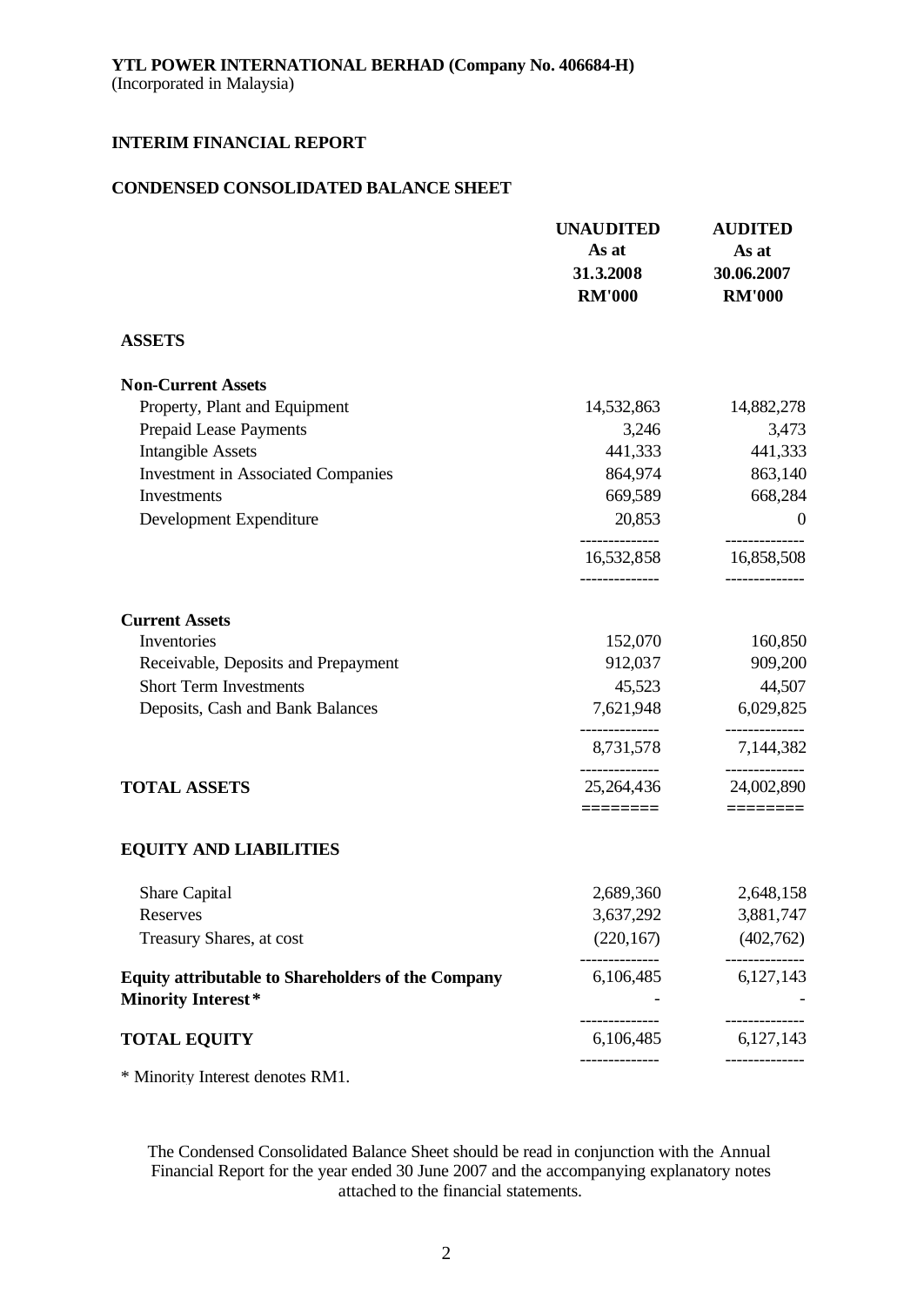**YTL POWER INTERNATIONAL BERHAD (Company No. 406684-H)**
(Incorporated in Malaysia)

**INTERIM FINANCIAL REPORT**

**CONDENSED CONSOLIDATED BALANCE SHEET**

| | **UNAUDITED As at 31.3.2008 RM'000** | **AUDITED As at 30.06.2007 RM'000** |
|---|---|---|
| **ASSETS** | | |
| **Non-Current Assets** | | |
| Property, Plant and Equipment | 14,532,863 | 14,882,278 |
| Prepaid Lease Payments | 3,246 | 3,473 |
| Intangible Assets | 441,333 | 441,333 |
| Investment in Associated Companies | 864,974 | 863,140 |
| Investments | 669,589 | 668,284 |
| Development Expenditure | 20,853 | 0 |
| | 16,532,858 | 16,858,508 |
| **Current Assets** | | |
| Inventories | 152,070 | 160,850 |
| Receivable, Deposits and Prepayment | 912,037 | 909,200 |
| Short Term Investments | 45,523 | 44,507 |
| Deposits, Cash and Bank Balances | 7,621,948 | 6,029,825 |
| | 8,731,578 | 7,144,382 |
| **TOTAL ASSETS** | 25,264,436 | 24,002,890 |
| **EQUITY AND LIABILITIES** | | |
| Share Capital | 2,689,360 | 2,648,158 |
| Reserves | 3,637,292 | 3,881,747 |
| Treasury Shares, at cost | (220,167) | (402,762) |
| **Equity attributable to Shareholders of the Company** | 6,106,485 | 6,127,143 |
| **Minority Interest*** | - | - |
| **TOTAL EQUITY** | 6,106,485 | 6,127,143 |

* Minority Interest denotes RM1.

The Condensed Consolidated Balance Sheet should be read in conjunction with the Annual Financial Report for the year ended 30 June 2007 and the accompanying explanatory notes attached to the financial statements.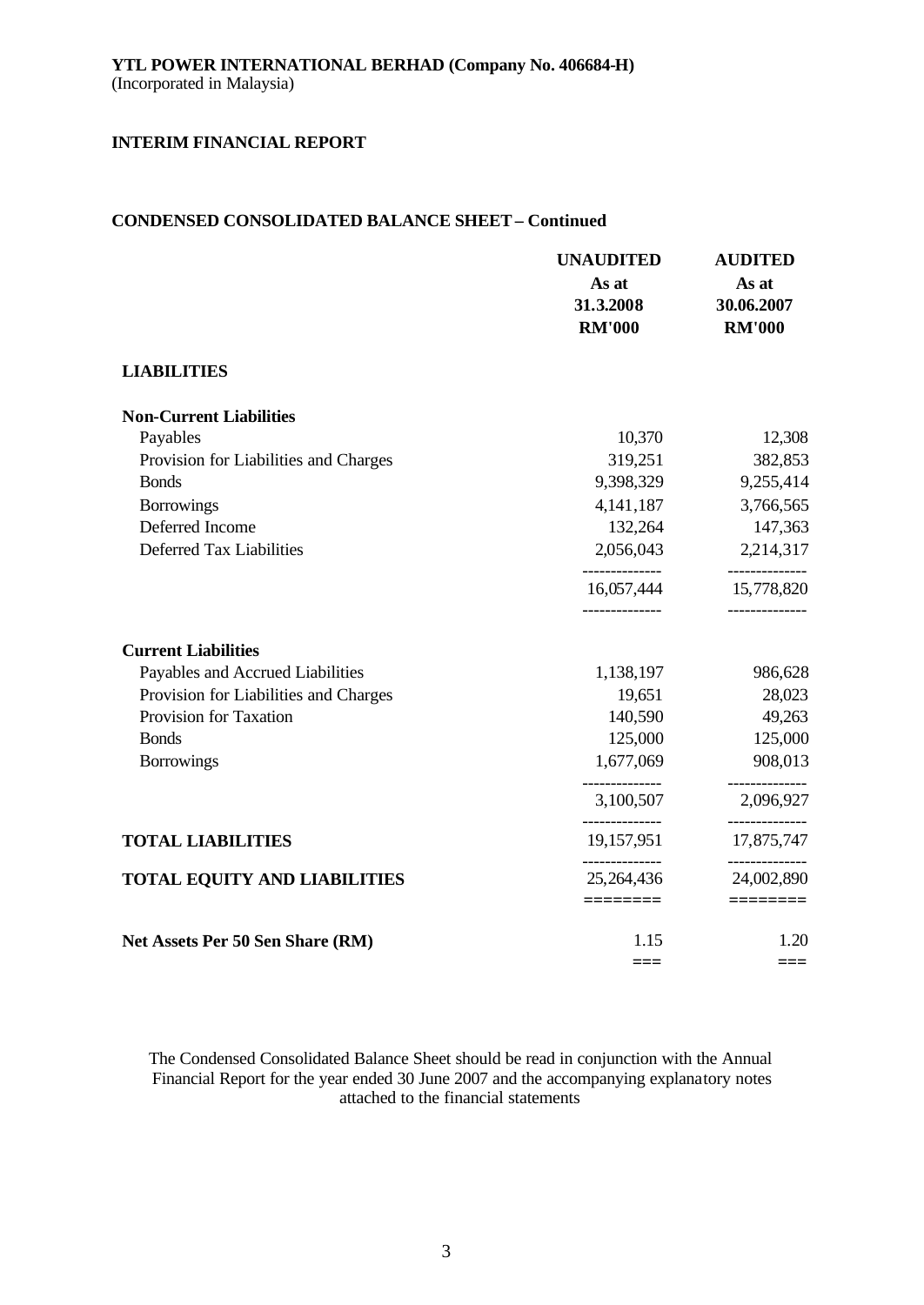**YTL POWER INTERNATIONAL BERHAD (Company No. 406684-H)**
(Incorporated in Malaysia)

**INTERIM FINANCIAL REPORT**

**CONDENSED CONSOLIDATED BALANCE SHEET – Continued**

| | UNAUDITED<br>As at<br>31.3.2008<br>RM'000 | AUDITED<br>As at<br>30.06.2007<br>RM'000 |
|---|---|---|
| **LIABILITIES** | | |
| **Non-Current Liabilities** | | |
| Payables | 10,370 | 12,308 |
| Provision for Liabilities and Charges | 319,251 | 382,853 |
| Bonds | 9,398,329 | 9,255,414 |
| Borrowings | 4,141,187 | 3,766,565 |
| Deferred Income | 132,264 | 147,363 |
| Deferred Tax Liabilities | 2,056,043 | 2,214,317 |
| | 16,057,444 | 15,778,820 |
| **Current Liabilities** | | |
| Payables and Accrued Liabilities | 1,138,197 | 986,628 |
| Provision for Liabilities and Charges | 19,651 | 28,023 |
| Provision for Taxation | 140,590 | 49,263 |
| Bonds | 125,000 | 125,000 |
| Borrowings | 1,677,069 | 908,013 |
| | 3,100,507 | 2,096,927 |
| **TOTAL LIABILITIES** | 19,157,951 | 17,875,747 |
| **TOTAL EQUITY AND LIABILITIES** | 25,264,436 | 24,002,890 |
| **Net Assets Per 50 Sen Share (RM)** | 1.15 | 1.20 |

The Condensed Consolidated Balance Sheet should be read in conjunction with the Annual Financial Report for the year ended 30 June 2007 and the accompanying explanatory notes attached to the financial statements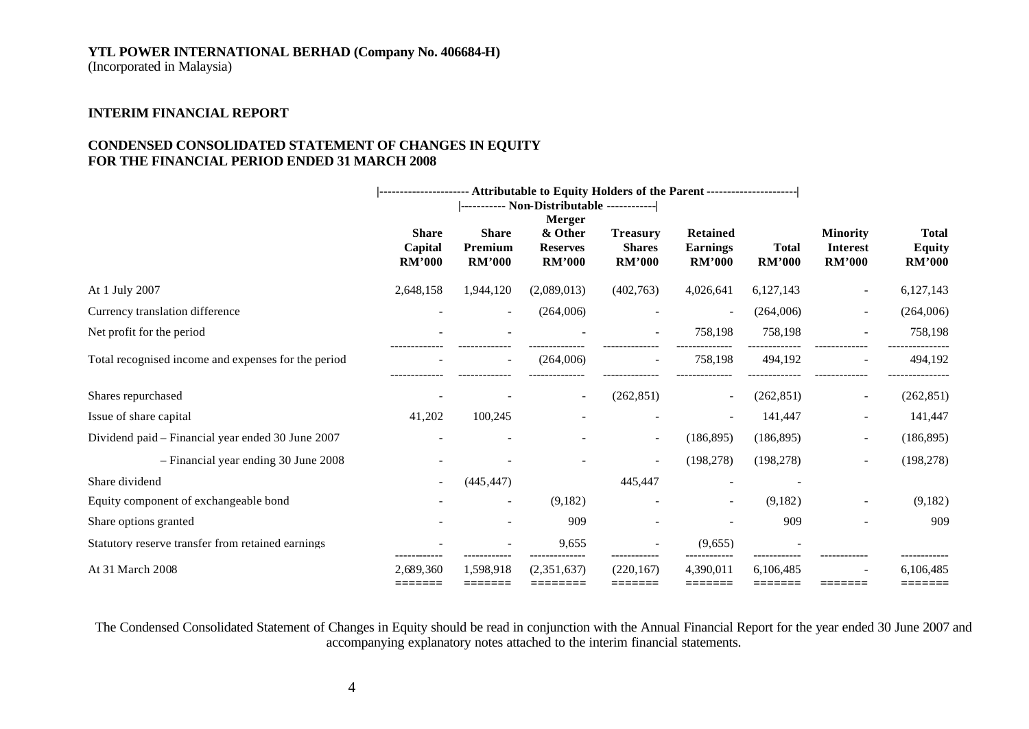**YTL POWER INTERNATIONAL BERHAD (Company No. 406684-H)**
(Incorporated in Malaysia)

## INTERIM FINANCIAL REPORT

## CONDENSED CONSOLIDATED STATEMENT OF CHANGES IN EQUITY FOR THE FINANCIAL PERIOD ENDED 31 MARCH 2008

| | Attributable to Equity Holders of the Parent | | | | | | | |
|---|---|---|---|---|---|---|---|---|
| | | Non-Distributable | | | | | | |
| | Share Capital RM'000 | Share Premium RM'000 | Merger & Other Reserves RM'000 | Treasury Shares RM'000 | Retained Earnings RM'000 | Total RM'000 | Minority Interest RM'000 | Total Equity RM'000 |
| At 1 July 2007 | 2,648,158 | 1,944,120 | (2,089,013) | (402,763) | 4,026,641 | 6,127,143 | - | 6,127,143 |
| Currency translation difference | - | - | (264,006) | - | - | (264,006) | - | (264,006) |
| Net profit for the period | - | - | - | - | 758,198 | 758,198 | - | 758,198 |
| Total recognised income and expenses for the period | - | - | (264,006) | - | 758,198 | 494,192 | - | 494,192 |
| Shares repurchased | - | - | - | (262,851) | - | (262,851) | - | (262,851) |
| Issue of share capital | 41,202 | 100,245 | - | - | - | 141,447 | - | 141,447 |
| Dividend paid – Financial year ended 30 June 2007 | - | - | - | - | (186,895) | (186,895) | - | (186,895) |
| – Financial year ending 30 June 2008 | - | - | - | - | (198,278) | (198,278) | - | (198,278) |
| Share dividend | - | (445,447) | | 445,447 | - | - | | |
| Equity component of exchangeable bond | - | - | (9,182) | - | - | (9,182) | - | (9,182) |
| Share options granted | - | - | 909 | - | - | 909 | - | 909 |
| Statutory reserve transfer from retained earnings | - | - | 9,655 | - | (9,655) | - | | |
| At 31 March 2008 | 2,689,360 | 1,598,918 | (2,351,637) | (220,167) | 4,390,011 | 6,106,485 | - | 6,106,485 |

The Condensed Consolidated Statement of Changes in Equity should be read in conjunction with the Annual Financial Report for the year ended 30 June 2007 and accompanying explanatory notes attached to the interim financial statements.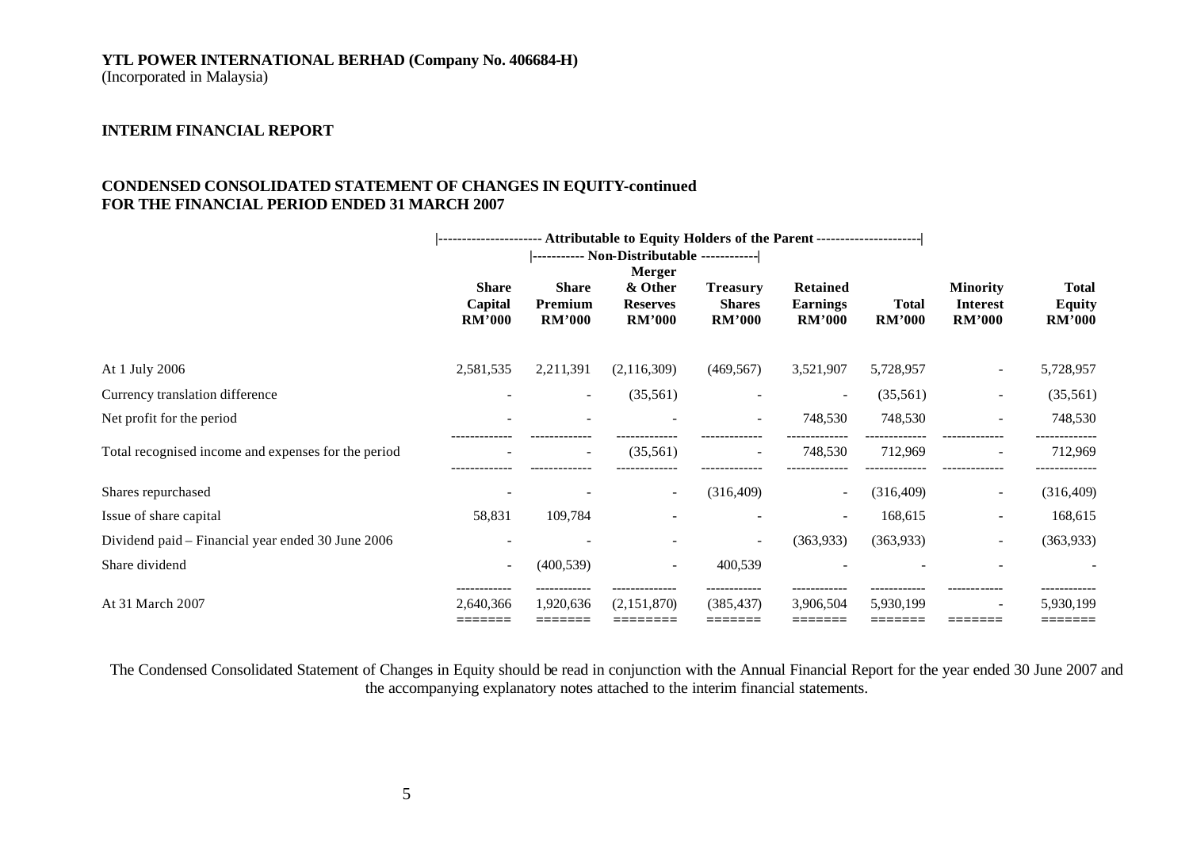**YTL POWER INTERNATIONAL BERHAD (Company No. 406684-H)**
(Incorporated in Malaysia)

**INTERIM FINANCIAL REPORT**

**CONDENSED CONSOLIDATED STATEMENT OF CHANGES IN EQUITY-continued**
**FOR THE FINANCIAL PERIOD ENDED 31 MARCH 2007**

| | Attributable to Equity Holders of the Parent | | | | | | | |
|---|---|---|---|---|---|---|---|---|
| | | Non-Distributable | | | | | | |
| | Share Capital RM'000 | Share Premium RM'000 | Merger & Other Reserves RM'000 | Treasury Shares RM'000 | Retained Earnings RM'000 | Total RM'000 | Minority Interest RM'000 | Total Equity RM'000 |
| At 1 July 2006 | 2,581,535 | 2,211,391 | (2,116,309) | (469,567) | 3,521,907 | 5,728,957 | - | 5,728,957 |
| Currency translation difference | - | - | (35,561) | - | - | (35,561) | - | (35,561) |
| Net profit for the period | - | - | - | - | 748,530 | 748,530 | - | 748,530 |
| Total recognised income and expenses for the period | - | - | (35,561) | - | 748,530 | 712,969 | - | 712,969 |
| Shares repurchased | - | - | - | (316,409) | - | (316,409) | - | (316,409) |
| Issue of share capital | 58,831 | 109,784 | - | - | - | 168,615 | - | 168,615 |
| Dividend paid – Financial year ended 30 June 2006 | - | - | - | - | (363,933) | (363,933) | - | (363,933) |
| Share dividend | - | (400,539) | - | 400,539 | - | - | - | - |
| At 31 March 2007 | 2,640,366 | 1,920,636 | (2,151,870) | (385,437) | 3,906,504 | 5,930,199 | - | 5,930,199 |

The Condensed Consolidated Statement of Changes in Equity should be read in conjunction with the Annual Financial Report for the year ended 30 June 2007 and the accompanying explanatory notes attached to the interim financial statements.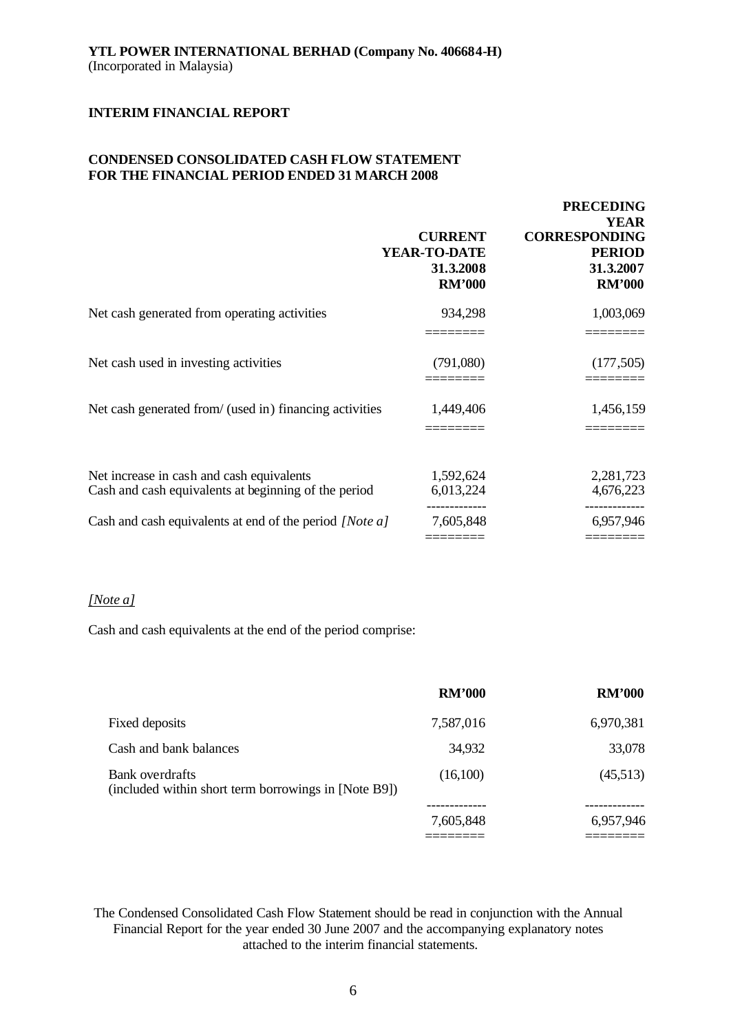**YTL POWER INTERNATIONAL BERHAD (Company No. 406684-H)**
(Incorporated in Malaysia)

**INTERIM FINANCIAL REPORT**

**CONDENSED CONSOLIDATED CASH FLOW STATEMENT FOR THE FINANCIAL PERIOD ENDED 31 MARCH 2008**

| | **CURRENT YEAR-TO-DATE 31.3.2008 RM'000** | **PRECEDING YEAR CORRESPONDING PERIOD 31.3.2007 RM'000** |
|---|---|---|
| Net cash generated from operating activities | 934,298 | 1,003,069 |
| Net cash used in investing activities | (791,080) | (177,505) |
| Net cash generated from/ (used in) financing activities | 1,449,406 | 1,456,159 |
| Net increase in cash and cash equivalents | 1,592,624 | 2,281,723 |
| Cash and cash equivalents at beginning of the period | 6,013,224 | 4,676,223 |
| Cash and cash equivalents at end of the period *[Note a]* | 7,605,848 | 6,957,946 |

*[Note a]*

Cash and cash equivalents at the end of the period comprise:

| | **RM'000** | **RM'000** |
|---|---|---|
| Fixed deposits | 7,587,016 | 6,970,381 |
| Cash and bank balances | 34,932 | 33,078 |
| Bank overdrafts (included within short term borrowings in [Note B9]) | (16,100) | (45,513) |
| | 7,605,848 | 6,957,946 |

The Condensed Consolidated Cash Flow Statement should be read in conjunction with the Annual Financial Report for the year ended 30 June 2007 and the accompanying explanatory notes attached to the interim financial statements.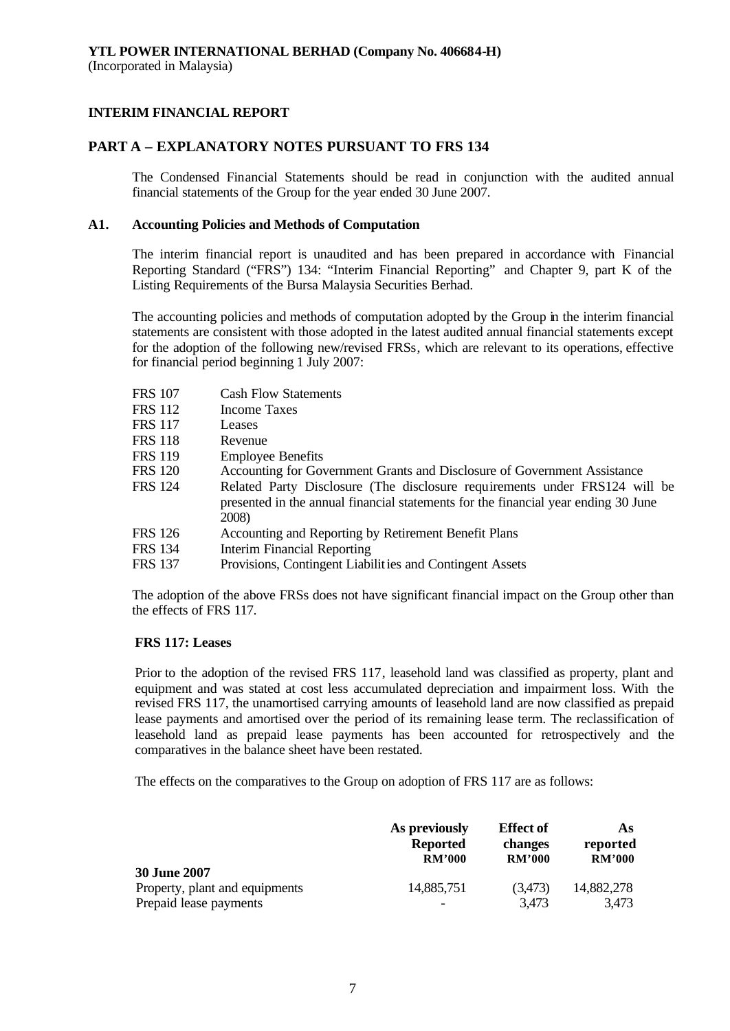**YTL POWER INTERNATIONAL BERHAD (Company No. 406684-H)**
(Incorporated in Malaysia)

**INTERIM FINANCIAL REPORT**

## PART A – EXPLANATORY NOTES PURSUANT TO FRS 134

The Condensed Financial Statements should be read in conjunction with the audited annual financial statements of the Group for the year ended 30 June 2007.

### A1. Accounting Policies and Methods of Computation

The interim financial report is unaudited and has been prepared in accordance with Financial Reporting Standard ("FRS") 134: "Interim Financial Reporting" and Chapter 9, part K of the Listing Requirements of the Bursa Malaysia Securities Berhad.

The accounting policies and methods of computation adopted by the Group in the interim financial statements are consistent with those adopted in the latest audited annual financial statements except for the adoption of the following new/revised FRSs, which are relevant to its operations, effective for financial period beginning 1 July 2007:

| | |
|---|---|
| FRS 107 | Cash Flow Statements |
| FRS 112 | Income Taxes |
| FRS 117 | Leases |
| FRS 118 | Revenue |
| FRS 119 | Employee Benefits |
| FRS 120 | Accounting for Government Grants and Disclosure of Government Assistance |
| FRS 124 | Related Party Disclosure (The disclosure requirements under FRS124 will be presented in the annual financial statements for the financial year ending 30 June 2008) |
| FRS 126 | Accounting and Reporting by Retirement Benefit Plans |
| FRS 134 | Interim Financial Reporting |
| FRS 137 | Provisions, Contingent Liabilities and Contingent Assets |

The adoption of the above FRSs does not have significant financial impact on the Group other than the effects of FRS 117.

**FRS 117: Leases**

Prior to the adoption of the revised FRS 117, leasehold land was classified as property, plant and equipment and was stated at cost less accumulated depreciation and impairment loss. With the revised FRS 117, the unamortised carrying amounts of leasehold land are now classified as prepaid lease payments and amortised over the period of its remaining lease term. The reclassification of leasehold land as prepaid lease payments has been accounted for retrospectively and the comparatives in the balance sheet have been restated.

The effects on the comparatives to the Group on adoption of FRS 117 are as follows:

| | As previously Reported RM'000 | Effect of changes RM'000 | As reported RM'000 |
|---|---|---|---|
| **30 June 2007** | | | |
| Property, plant and equipments | 14,885,751 | (3,473) | 14,882,278 |
| Prepaid lease payments | - | 3,473 | 3,473 |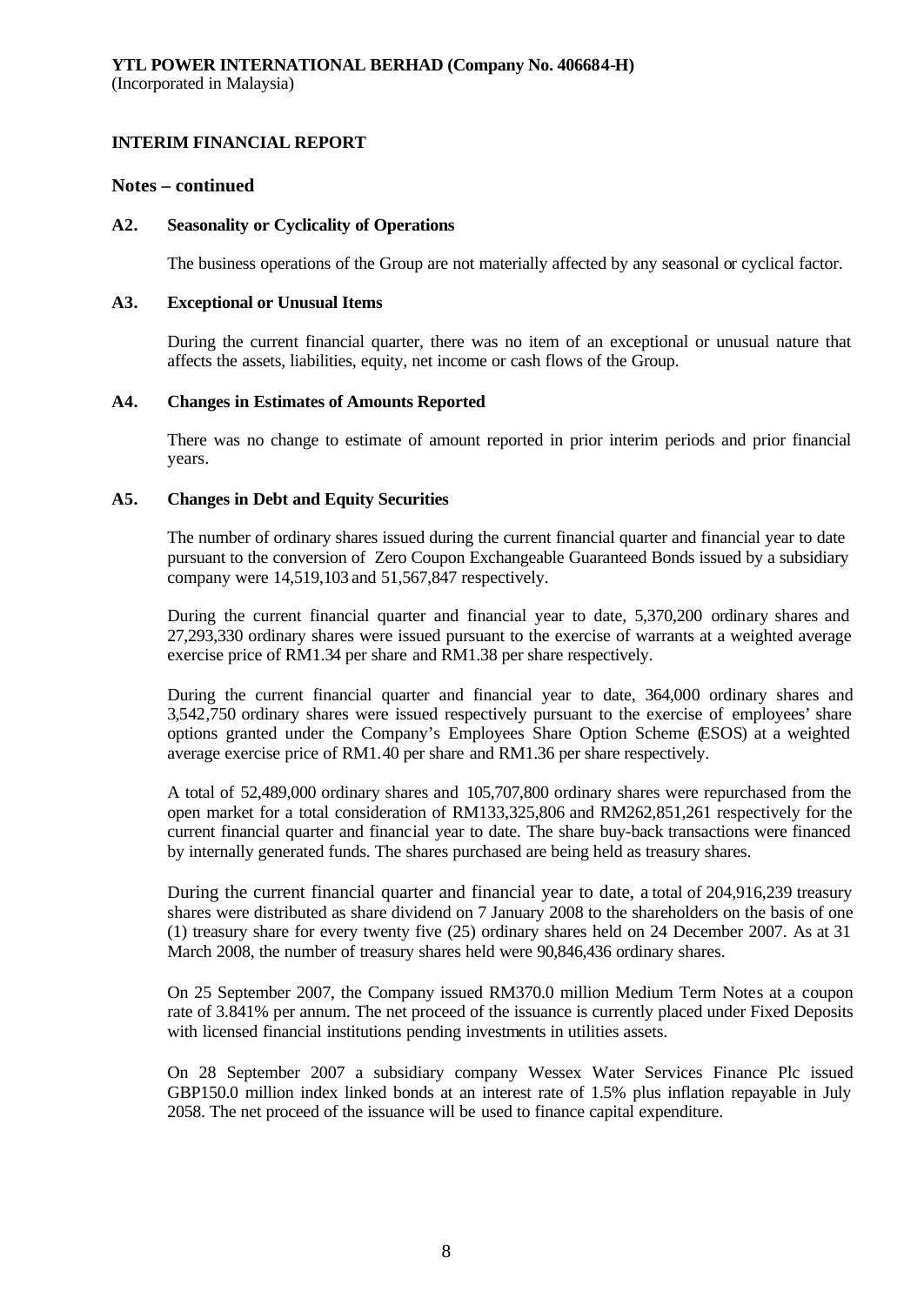**YTL POWER INTERNATIONAL BERHAD (Company No. 406684-H)**
(Incorporated in Malaysia)

**INTERIM FINANCIAL REPORT**

**Notes – continued**

**A2. Seasonality or Cyclicality of Operations**

The business operations of the Group are not materially affected by any seasonal or cyclical factor.

**A3. Exceptional or Unusual Items**

During the current financial quarter, there was no item of an exceptional or unusual nature that affects the assets, liabilities, equity, net income or cash flows of the Group.

**A4. Changes in Estimates of Amounts Reported**

There was no change to estimate of amount reported in prior interim periods and prior financial years.

**A5. Changes in Debt and Equity Securities**

The number of ordinary shares issued during the current financial quarter and financial year to date pursuant to the conversion of Zero Coupon Exchangeable Guaranteed Bonds issued by a subsidiary company were 14,519,103 and 51,567,847 respectively.

During the current financial quarter and financial year to date, 5,370,200 ordinary shares and 27,293,330 ordinary shares were issued pursuant to the exercise of warrants at a weighted average exercise price of RM1.34 per share and RM1.38 per share respectively.

During the current financial quarter and financial year to date, 364,000 ordinary shares and 3,542,750 ordinary shares were issued respectively pursuant to the exercise of employees' share options granted under the Company's Employees Share Option Scheme (ESOS) at a weighted average exercise price of RM1.40 per share and RM1.36 per share respectively.

A total of 52,489,000 ordinary shares and 105,707,800 ordinary shares were repurchased from the open market for a total consideration of RM133,325,806 and RM262,851,261 respectively for the current financial quarter and financial year to date. The share buy-back transactions were financed by internally generated funds. The shares purchased are being held as treasury shares.

During the current financial quarter and financial year to date, a total of 204,916,239 treasury shares were distributed as share dividend on 7 January 2008 to the shareholders on the basis of one (1) treasury share for every twenty five (25) ordinary shares held on 24 December 2007. As at 31 March 2008, the number of treasury shares held were 90,846,436 ordinary shares.

On 25 September 2007, the Company issued RM370.0 million Medium Term Notes at a coupon rate of 3.841% per annum. The net proceed of the issuance is currently placed under Fixed Deposits with licensed financial institutions pending investments in utilities assets.

On 28 September 2007 a subsidiary company Wessex Water Services Finance Plc issued GBP150.0 million index linked bonds at an interest rate of 1.5% plus inflation repayable in July 2058. The net proceed of the issuance will be used to finance capital expenditure.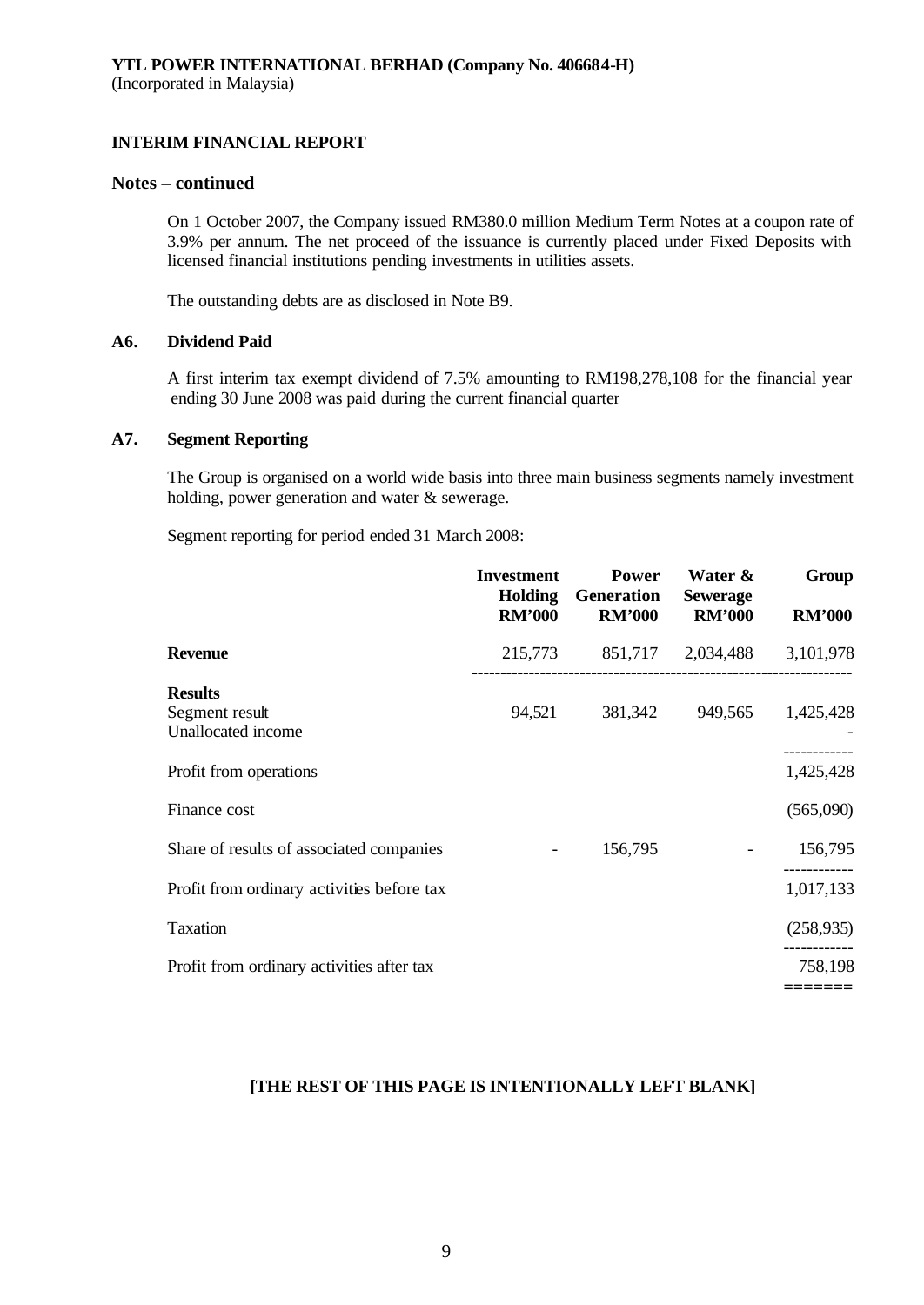**YTL POWER INTERNATIONAL BERHAD (Company No. 406684-H)**
(Incorporated in Malaysia)

**INTERIM FINANCIAL REPORT**

**Notes – continued**

On 1 October 2007, the Company issued RM380.0 million Medium Term Notes at a coupon rate of 3.9% per annum. The net proceed of the issuance is currently placed under Fixed Deposits with licensed financial institutions pending investments in utilities assets.

The outstanding debts are as disclosed in Note B9.

## A6. Dividend Paid

A first interim tax exempt dividend of 7.5% amounting to RM198,278,108 for the financial year ending 30 June 2008 was paid during the current financial quarter

## A7. Segment Reporting

The Group is organised on a world wide basis into three main business segments namely investment holding, power generation and water & sewerage.

Segment reporting for period ended 31 March 2008:

| | Investment Holding RM'000 | Power Generation RM'000 | Water & Sewerage RM'000 | Group RM'000 |
|---|---|---|---|---|
| **Revenue** | 215,773 | 851,717 | 2,034,488 | 3,101,978 |
| **Results** | | | | |
| Segment result | 94,521 | 381,342 | 949,565 | 1,425,428 |
| Unallocated income | | | | - |
| Profit from operations | | | | 1,425,428 |
| Finance cost | | | | (565,090) |
| Share of results of associated companies | - | 156,795 | - | 156,795 |
| Profit from ordinary activities before tax | | | | 1,017,133 |
| Taxation | | | | (258,935) |
| Profit from ordinary activities after tax | | | | 758,198 |

**[THE REST OF THIS PAGE IS INTENTIONALLY LEFT BLANK]**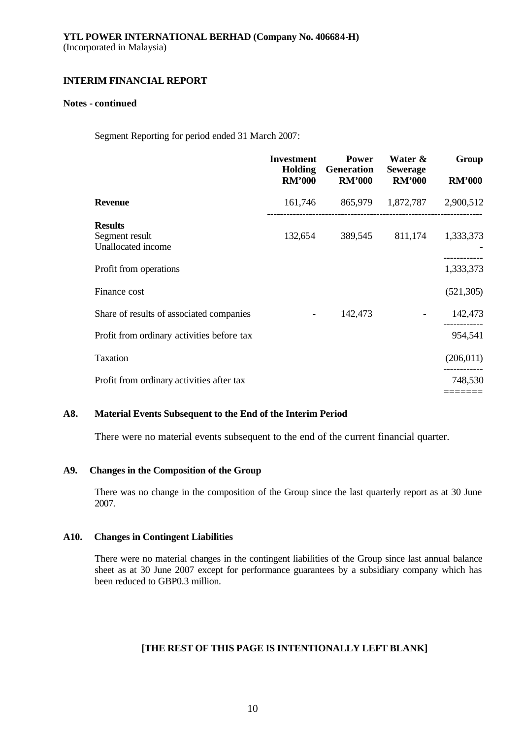**YTL POWER INTERNATIONAL BERHAD (Company No. 406684-H)**
(Incorporated in Malaysia)

**INTERIM FINANCIAL REPORT**

**Notes - continued**

Segment Reporting for period ended 31 March 2007:

| | Investment Holding RM'000 | Power Generation RM'000 | Water & Sewerage RM'000 | Group RM'000 |
|---|---|---|---|---|
| **Revenue** | 161,746 | 865,979 | 1,872,787 | 2,900,512 |
| **Results** | | | | |
| Segment result | 132,654 | 389,545 | 811,174 | 1,333,373 |
| Unallocated income | | | | - |
| Profit from operations | | | | 1,333,373 |
| Finance cost | | | | (521,305) |
| Share of results of associated companies | - | 142,473 | - | 142,473 |
| Profit from ordinary activities before tax | | | | 954,541 |
| Taxation | | | | (206,011) |
| Profit from ordinary activities after tax | | | | 748,530 |

## A8. Material Events Subsequent to the End of the Interim Period

There were no material events subsequent to the end of the current financial quarter.

## A9. Changes in the Composition of the Group

There was no change in the composition of the Group since the last quarterly report as at 30 June 2007.

## A10. Changes in Contingent Liabilities

There were no material changes in the contingent liabilities of the Group since last annual balance sheet as at 30 June 2007 except for performance guarantees by a subsidiary company which has been reduced to GBP0.3 million.

**[THE REST OF THIS PAGE IS INTENTIONALLY LEFT BLANK]**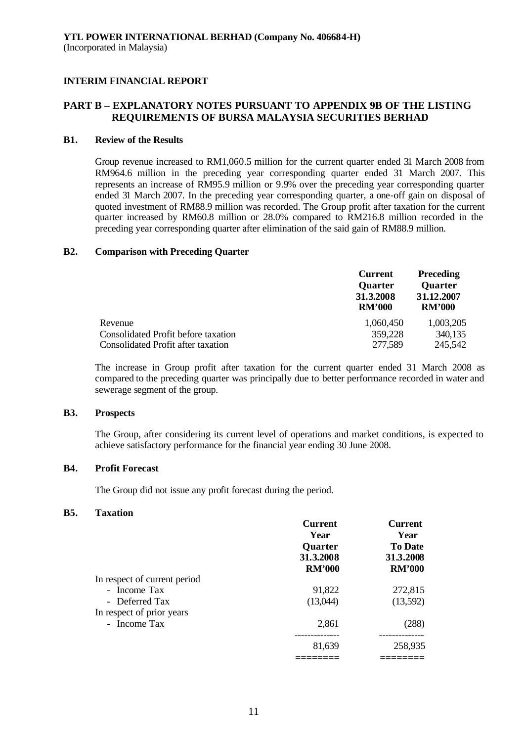**YTL POWER INTERNATIONAL BERHAD (Company No. 406684-H)**
(Incorporated in Malaysia)

**INTERIM FINANCIAL REPORT**

## PART B – EXPLANATORY NOTES PURSUANT TO APPENDIX 9B OF THE LISTING REQUIREMENTS OF BURSA MALAYSIA SECURITIES BERHAD

### B1. Review of the Results

Group revenue increased to RM1,060.5 million for the current quarter ended 31 March 2008 from RM964.6 million in the preceding year corresponding quarter ended 31 March 2007. This represents an increase of RM95.9 million or 9.9% over the preceding year corresponding quarter ended 31 March 2007. In the preceding year corresponding quarter, a one-off gain on disposal of quoted investment of RM88.9 million was recorded. The Group profit after taxation for the current quarter increased by RM60.8 million or 28.0% compared to RM216.8 million recorded in the preceding year corresponding quarter after elimination of the said gain of RM88.9 million.

### B2. Comparison with Preceding Quarter

| | Current Quarter 31.3.2008 RM'000 | Preceding Quarter 31.12.2007 RM'000 |
|---|---|---|
| Revenue | 1,060,450 | 1,003,205 |
| Consolidated Profit before taxation | 359,228 | 340,135 |
| Consolidated Profit after taxation | 277,589 | 245,542 |

The increase in Group profit after taxation for the current quarter ended 31 March 2008 as compared to the preceding quarter was principally due to better performance recorded in water and sewerage segment of the group.

### B3. Prospects

The Group, after considering its current level of operations and market conditions, is expected to achieve satisfactory performance for the financial year ending 30 June 2008.

### B4. Profit Forecast

The Group did not issue any profit forecast during the period.

### B5. Taxation

| | Current Year Quarter 31.3.2008 RM'000 | Current Year To Date 31.3.2008 RM'000 |
|---|---|---|
| In respect of current period | | |
| - Income Tax | 91,822 | 272,815 |
| - Deferred Tax | (13,044) | (13,592) |
| In respect of prior years | | |
| - Income Tax | 2,861 | (288) |
| | 81,639 | 258,935 |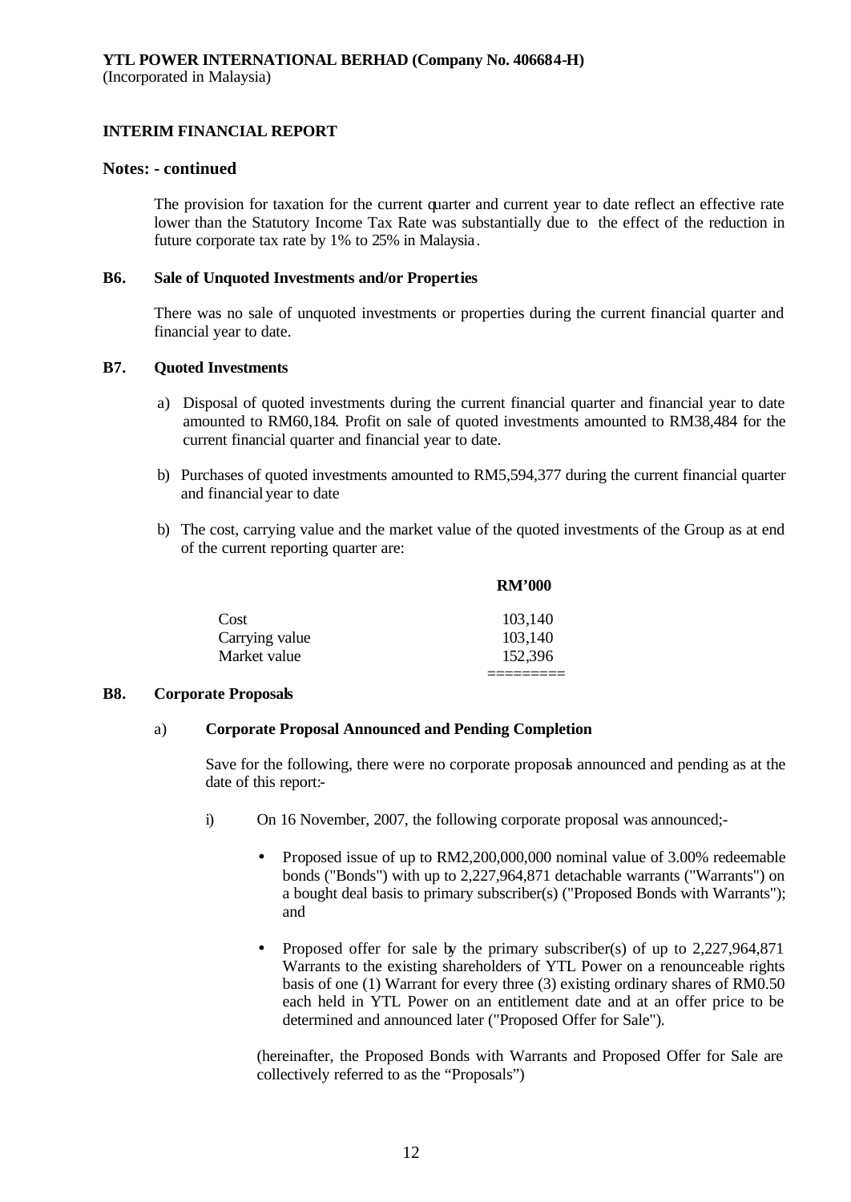**YTL POWER INTERNATIONAL BERHAD (Company No. 406684-H)**
(Incorporated in Malaysia)

**INTERIM FINANCIAL REPORT**

**Notes: - continued**

The provision for taxation for the current quarter and current year to date reflect an effective rate lower than the Statutory Income Tax Rate was substantially due to the effect of the reduction in future corporate tax rate by 1% to 25% in Malaysia.

**B6. Sale of Unquoted Investments and/or Properties**

There was no sale of unquoted investments or properties during the current financial quarter and financial year to date.

**B7. Quoted Investments**

a) Disposal of quoted investments during the current financial quarter and financial year to date amounted to RM60,184. Profit on sale of quoted investments amounted to RM38,484 for the current financial quarter and financial year to date.

b) Purchases of quoted investments amounted to RM5,594,377 during the current financial quarter and financial year to date

b) The cost, carrying value and the market value of the quoted investments of the Group as at end of the current reporting quarter are:

| | RM'000 |
|---|---|
| Cost | 103,140 |
| Carrying value | 103,140 |
| Market value | 152,396 |

**B8. Corporate Proposals**

a) **Corporate Proposal Announced and Pending Completion**

Save for the following, there were no corporate proposals announced and pending as at the date of this report:-

i) On 16 November, 2007, the following corporate proposal was announced;-

- Proposed issue of up to RM2,200,000,000 nominal value of 3.00% redeemable bonds ("Bonds") with up to 2,227,964,871 detachable warrants ("Warrants") on a bought deal basis to primary subscriber(s) ("Proposed Bonds with Warrants"); and

- Proposed offer for sale by the primary subscriber(s) of up to 2,227,964,871 Warrants to the existing shareholders of YTL Power on a renounceable rights basis of one (1) Warrant for every three (3) existing ordinary shares of RM0.50 each held in YTL Power on an entitlement date and at an offer price to be determined and announced later ("Proposed Offer for Sale").

(hereinafter, the Proposed Bonds with Warrants and Proposed Offer for Sale are collectively referred to as the "Proposals")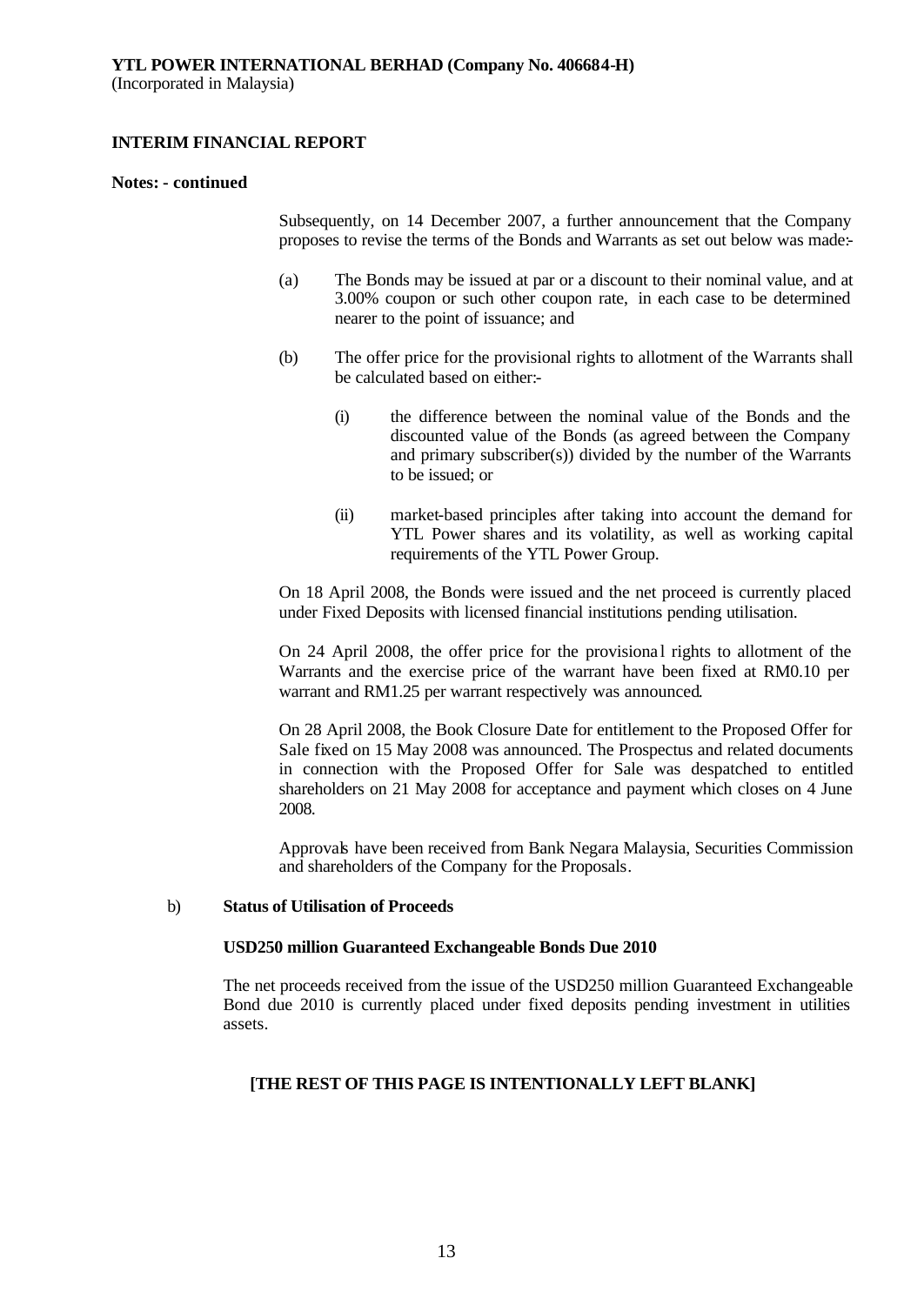**YTL POWER INTERNATIONAL BERHAD (Company No. 406684-H)**
(Incorporated in Malaysia)

**INTERIM FINANCIAL REPORT**

**Notes: - continued**

Subsequently, on 14 December 2007, a further announcement that the Company proposes to revise the terms of the Bonds and Warrants as set out below was made:-

(a) The Bonds may be issued at par or a discount to their nominal value, and at 3.00% coupon or such other coupon rate, in each case to be determined nearer to the point of issuance; and

(b) The offer price for the provisional rights to allotment of the Warrants shall be calculated based on either:-

(i) the difference between the nominal value of the Bonds and the discounted value of the Bonds (as agreed between the Company and primary subscriber(s)) divided by the number of the Warrants to be issued; or

(ii) market-based principles after taking into account the demand for YTL Power shares and its volatility, as well as working capital requirements of the YTL Power Group.

On 18 April 2008, the Bonds were issued and the net proceed is currently placed under Fixed Deposits with licensed financial institutions pending utilisation.

On 24 April 2008, the offer price for the provisional rights to allotment of the Warrants and the exercise price of the warrant have been fixed at RM0.10 per warrant and RM1.25 per warrant respectively was announced.

On 28 April 2008, the Book Closure Date for entitlement to the Proposed Offer for Sale fixed on 15 May 2008 was announced. The Prospectus and related documents in connection with the Proposed Offer for Sale was despatched to entitled shareholders on 21 May 2008 for acceptance and payment which closes on 4 June 2008.

Approvals have been received from Bank Negara Malaysia, Securities Commission and shareholders of the Company for the Proposals.

b) **Status of Utilisation of Proceeds**

**USD250 million Guaranteed Exchangeable Bonds Due 2010**

The net proceeds received from the issue of the USD250 million Guaranteed Exchangeable Bond due 2010 is currently placed under fixed deposits pending investment in utilities assets.

**[THE REST OF THIS PAGE IS INTENTIONALLY LEFT BLANK]**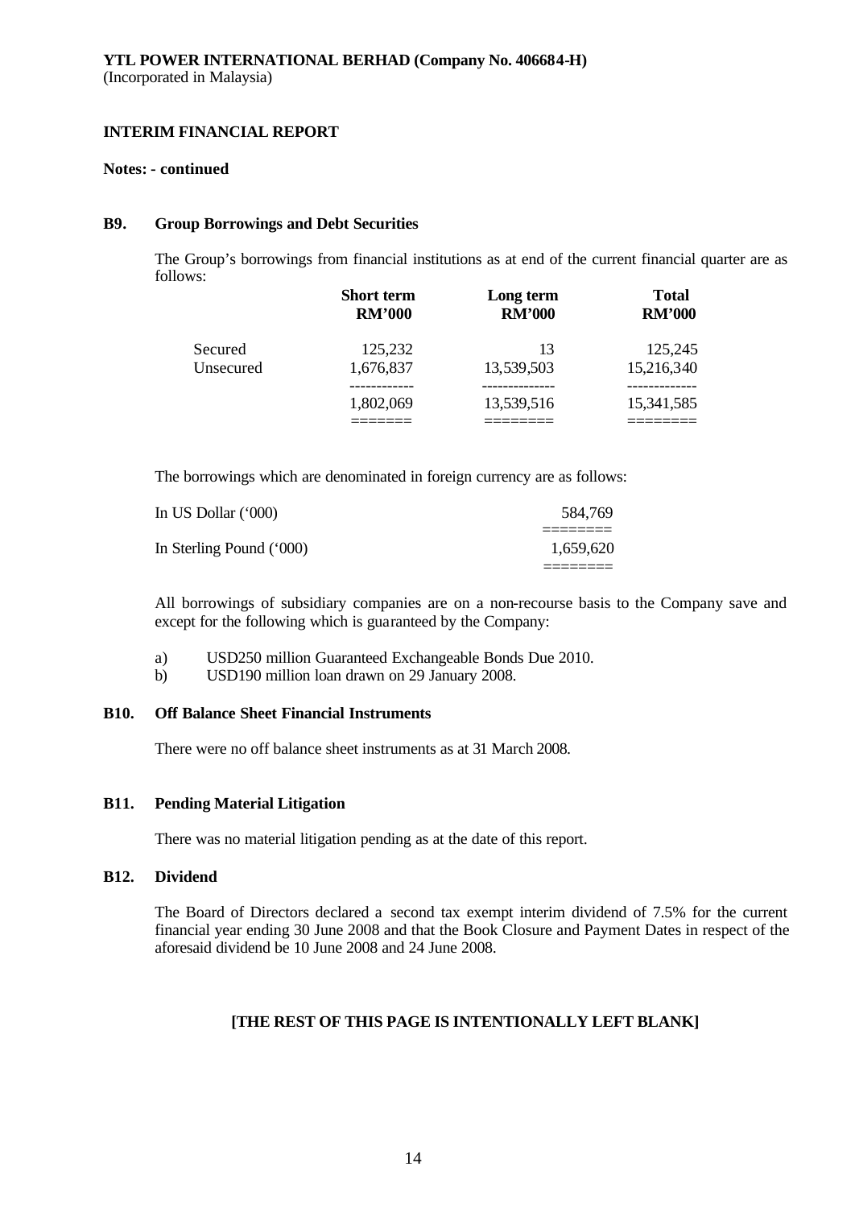**YTL POWER INTERNATIONAL BERHAD (Company No. 406684-H)**
(Incorporated in Malaysia)

**INTERIM FINANCIAL REPORT**

**Notes: - continued**

## B9. Group Borrowings and Debt Securities

The Group's borrowings from financial institutions as at end of the current financial quarter are as follows:

| | Short term RM'000 | Long term RM'000 | Total RM'000 |
|---|---|---|---|
| Secured | 125,232 | 13 | 125,245 |
| Unsecured | 1,676,837 | 13,539,503 | 15,216,340 |
| | 1,802,069 | 13,539,516 | 15,341,585 |

The borrowings which are denominated in foreign currency are as follows:

| | |
|---|---|
| In US Dollar ('000) | 584,769 |
| In Sterling Pound ('000) | 1,659,620 |

All borrowings of subsidiary companies are on a non-recourse basis to the Company save and except for the following which is guaranteed by the Company:

a) USD250 million Guaranteed Exchangeable Bonds Due 2010.
b) USD190 million loan drawn on 29 January 2008.

## B10. Off Balance Sheet Financial Instruments

There were no off balance sheet instruments as at 31 March 2008.

## B11. Pending Material Litigation

There was no material litigation pending as at the date of this report.

## B12. Dividend

The Board of Directors declared a second tax exempt interim dividend of 7.5% for the current financial year ending 30 June 2008 and that the Book Closure and Payment Dates in respect of the aforesaid dividend be 10 June 2008 and 24 June 2008.

**[THE REST OF THIS PAGE IS INTENTIONALLY LEFT BLANK]**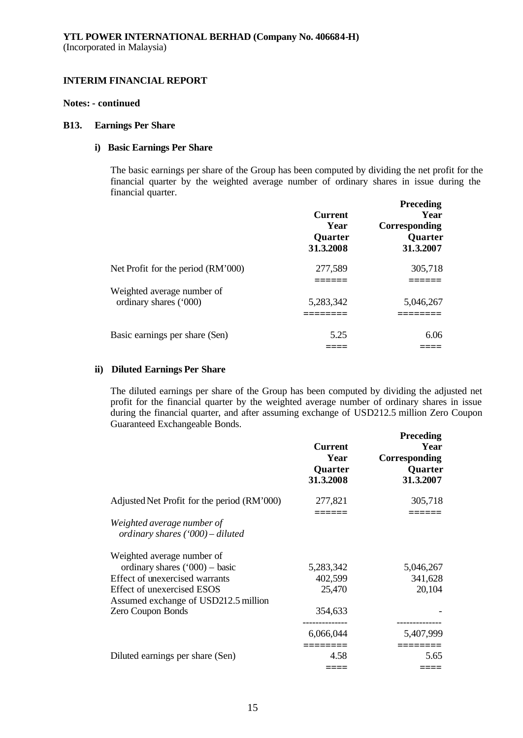**YTL POWER INTERNATIONAL BERHAD (Company No. 406684-H)**
(Incorporated in Malaysia)

**INTERIM FINANCIAL REPORT**

**Notes: - continued**

**B13. Earnings Per Share**

**i) Basic Earnings Per Share**

The basic earnings per share of the Group has been computed by dividing the net profit for the financial quarter by the weighted average number of ordinary shares in issue during the financial quarter.

| | Current Year Quarter 31.3.2008 | Preceding Year Corresponding Quarter 31.3.2007 |
|---|---|---|
| Net Profit for the period (RM'000) | 277,589 | 305,718 |
| Weighted average number of ordinary shares ('000) | 5,283,342 | 5,046,267 |
| Basic earnings per share (Sen) | 5.25 | 6.06 |

**ii) Diluted Earnings Per Share**

The diluted earnings per share of the Group has been computed by dividing the adjusted net profit for the financial quarter by the weighted average number of ordinary shares in issue during the financial quarter, and after assuming exchange of USD212.5 million Zero Coupon Guaranteed Exchangeable Bonds.

| | Current Year Quarter 31.3.2008 | Preceding Year Corresponding Quarter 31.3.2007 |
|---|---|---|
| Adjusted Net Profit for the period (RM'000) | 277,821 | 305,718 |
| *Weighted average number of ordinary shares ('000) – diluted* | | |
| Weighted average number of ordinary shares ('000) – basic | 5,283,342 | 5,046,267 |
| Effect of unexercised warrants | 402,599 | 341,628 |
| Effect of unexercised ESOS | 25,470 | 20,104 |
| Assumed exchange of USD212.5 million Zero Coupon Bonds | 354,633 | - |
| | 6,066,044 | 5,407,999 |
| Diluted earnings per share (Sen) | 4.58 | 5.65 |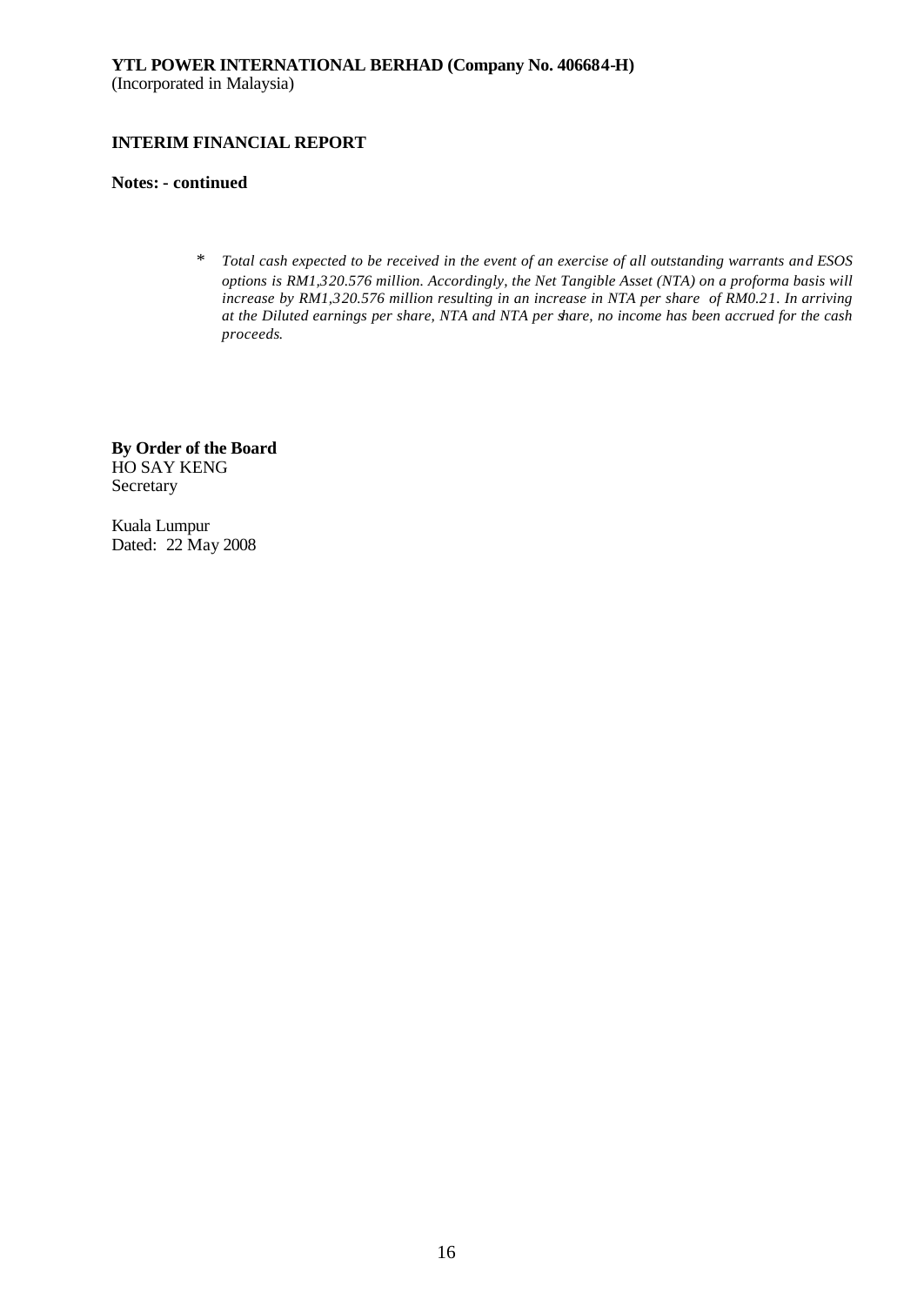**YTL POWER INTERNATIONAL BERHAD (Company No. 406684-H)**
(Incorporated in Malaysia)

**INTERIM FINANCIAL REPORT**

**Notes: - continued**

\* *Total cash expected to be received in the event of an exercise of all outstanding warrants and ESOS options is RM1,320.576 million. Accordingly, the Net Tangible Asset (NTA) on a proforma basis will increase by RM1,320.576 million resulting in an increase in NTA per share of RM0.21. In arriving at the Diluted earnings per share, NTA and NTA per share, no income has been accrued for the cash proceeds.*

**By Order of the Board**
HO SAY KENG
Secretary

Kuala Lumpur
Dated: 22 May 2008